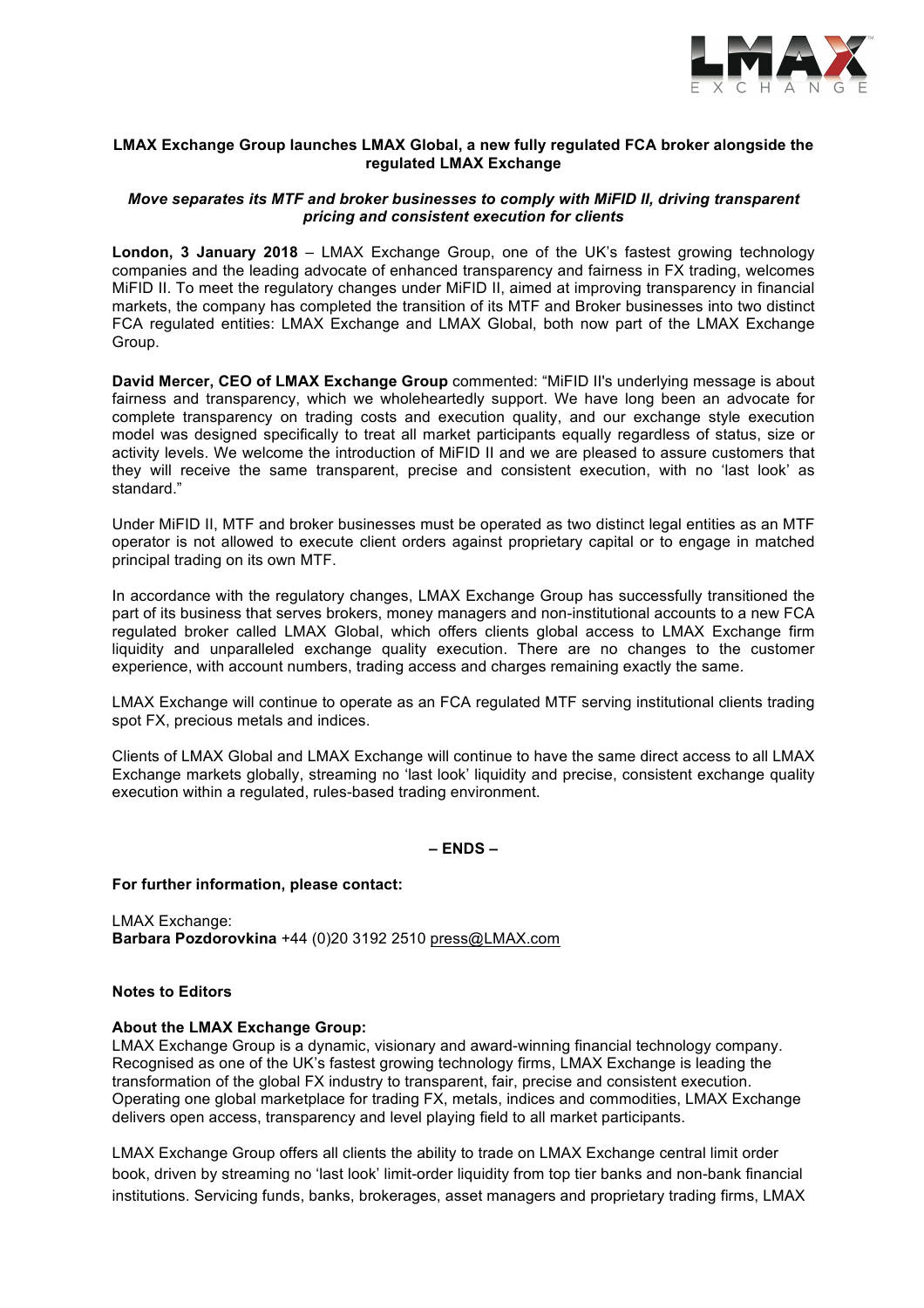**LMAX Exchange Group launches LMAX Global, a new fully regulated FCA broker alongside the regulated LMAX Exchange**

***Move separates its MTF and broker businesses to comply with MiFID II, driving transparent pricing and consistent execution for clients***

**London, 3 January 2018** – LMAX Exchange Group, one of the UK's fastest growing technology companies and the leading advocate of enhanced transparency and fairness in FX trading, welcomes MiFID II. To meet the regulatory changes under MiFID II, aimed at improving transparency in financial markets, the company has completed the transition of its MTF and Broker businesses into two distinct FCA regulated entities: LMAX Exchange and LMAX Global, both now part of the LMAX Exchange Group.

**David Mercer, CEO of LMAX Exchange Group** commented: "MiFID II's underlying message is about fairness and transparency, which we wholeheartedly support. We have long been an advocate for complete transparency on trading costs and execution quality, and our exchange style execution model was designed specifically to treat all market participants equally regardless of status, size or activity levels. We welcome the introduction of MiFID II and we are pleased to assure customers that they will receive the same transparent, precise and consistent execution, with no 'last look' as standard."

Under MiFID II, MTF and broker businesses must be operated as two distinct legal entities as an MTF operator is not allowed to execute client orders against proprietary capital or to engage in matched principal trading on its own MTF.

In accordance with the regulatory changes, LMAX Exchange Group has successfully transitioned the part of its business that serves brokers, money managers and non-institutional accounts to a new FCA regulated broker called LMAX Global, which offers clients global access to LMAX Exchange firm liquidity and unparalleled exchange quality execution. There are no changes to the customer experience, with account numbers, trading access and charges remaining exactly the same.

LMAX Exchange will continue to operate as an FCA regulated MTF serving institutional clients trading spot FX, precious metals and indices.

Clients of LMAX Global and LMAX Exchange will continue to have the same direct access to all LMAX Exchange markets globally, streaming no 'last look' liquidity and precise, consistent exchange quality execution within a regulated, rules-based trading environment.

**– ENDS –**

**For further information, please contact:**

LMAX Exchange:
**Barbara Pozdorovkina** +44 (0)20 3192 2510 press@LMAX.com

**Notes to Editors**

**About the LMAX Exchange Group:**
LMAX Exchange Group is a dynamic, visionary and award-winning financial technology company. Recognised as one of the UK's fastest growing technology firms, LMAX Exchange is leading the transformation of the global FX industry to transparent, fair, precise and consistent execution. Operating one global marketplace for trading FX, metals, indices and commodities, LMAX Exchange delivers open access, transparency and level playing field to all market participants.

LMAX Exchange Group offers all clients the ability to trade on LMAX Exchange central limit order book, driven by streaming no 'last look' limit-order liquidity from top tier banks and non-bank financial institutions. Servicing funds, banks, brokerages, asset managers and proprietary trading firms, LMAX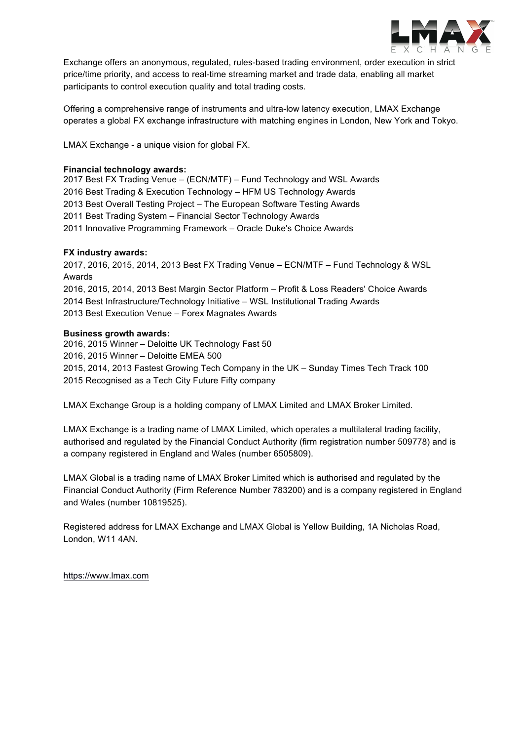Exchange offers an anonymous, regulated, rules-based trading environment, order execution in strict price/time priority, and access to real-time streaming market and trade data, enabling all market participants to control execution quality and total trading costs.

Offering a comprehensive range of instruments and ultra-low latency execution, LMAX Exchange operates a global FX exchange infrastructure with matching engines in London, New York and Tokyo.

LMAX Exchange - a unique vision for global FX.

**Financial technology awards:**
2017 Best FX Trading Venue – (ECN/MTF) – Fund Technology and WSL Awards
2016 Best Trading & Execution Technology – HFM US Technology Awards
2013 Best Overall Testing Project – The European Software Testing Awards
2011 Best Trading System – Financial Sector Technology Awards
2011 Innovative Programming Framework – Oracle Duke's Choice Awards

**FX industry awards:**
2017, 2016, 2015, 2014, 2013 Best FX Trading Venue – ECN/MTF – Fund Technology & WSL Awards
2016, 2015, 2014, 2013 Best Margin Sector Platform – Profit & Loss Readers' Choice Awards
2014 Best Infrastructure/Technology Initiative – WSL Institutional Trading Awards
2013 Best Execution Venue – Forex Magnates Awards

**Business growth awards:**
2016, 2015 Winner – Deloitte UK Technology Fast 50
2016, 2015 Winner – Deloitte EMEA 500
2015, 2014, 2013 Fastest Growing Tech Company in the UK – Sunday Times Tech Track 100
2015 Recognised as a Tech City Future Fifty company

LMAX Exchange Group is a holding company of LMAX Limited and LMAX Broker Limited.

LMAX Exchange is a trading name of LMAX Limited, which operates a multilateral trading facility, authorised and regulated by the Financial Conduct Authority (firm registration number 509778) and is a company registered in England and Wales (number 6505809).

LMAX Global is a trading name of LMAX Broker Limited which is authorised and regulated by the Financial Conduct Authority (Firm Reference Number 783200) and is a company registered in England and Wales (number 10819525).

Registered address for LMAX Exchange and LMAX Global is Yellow Building, 1A Nicholas Road, London, W11 4AN.

https://www.lmax.com